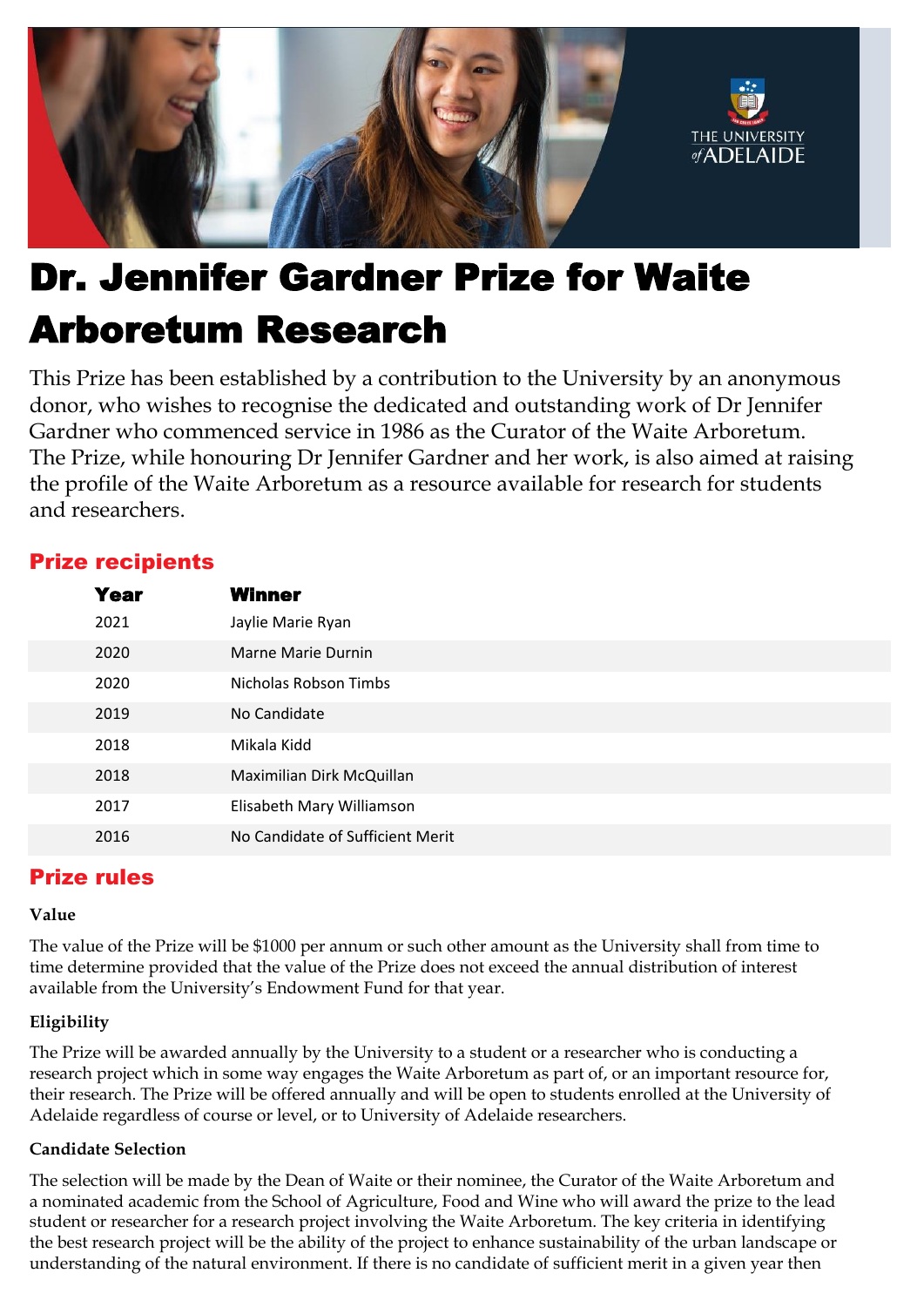# Dr. Jennifer Gardner Prize for Waite Arboretum Research

This Prize has been established by a contribution to the University by an anonymous donor, who wishes to recognise the dedicated and outstanding work of Dr Jennifer Gardner who commenced service in 1986 as the Curator of the Waite Arboretum. The Prize, while honouring Dr Jennifer Gardner and her work, is also aimed at raising the profile of the Waite Arboretum as a resource available for research for students and researchers.

## Prize recipients

| Year | Winner |
|---|---|
| 2021 | Jaylie Marie Ryan |
| 2020 | Marne Marie Durnin |
| 2020 | Nicholas Robson Timbs |
| 2019 | No Candidate |
| 2018 | Mikala Kidd |
| 2018 | Maximilian Dirk McQuillan |
| 2017 | Elisabeth Mary Williamson |
| 2016 | No Candidate of Sufficient Merit |

## Prize rules

**Value**

The value of the Prize will be $1000 per annum or such other amount as the University shall from time to time determine provided that the value of the Prize does not exceed the annual distribution of interest available from the University's Endowment Fund for that year.

**Eligibility**

The Prize will be awarded annually by the University to a student or a researcher who is conducting a research project which in some way engages the Waite Arboretum as part of, or an important resource for, their research. The Prize will be offered annually and will be open to students enrolled at the University of Adelaide regardless of course or level, or to University of Adelaide researchers.

**Candidate Selection**

The selection will be made by the Dean of Waite or their nominee, the Curator of the Waite Arboretum and a nominated academic from the School of Agriculture, Food and Wine who will award the prize to the lead student or researcher for a research project involving the Waite Arboretum. The key criteria in identifying the best research project will be the ability of the project to enhance sustainability of the urban landscape or understanding of the natural environment. If there is no candidate of sufficient merit in a given year then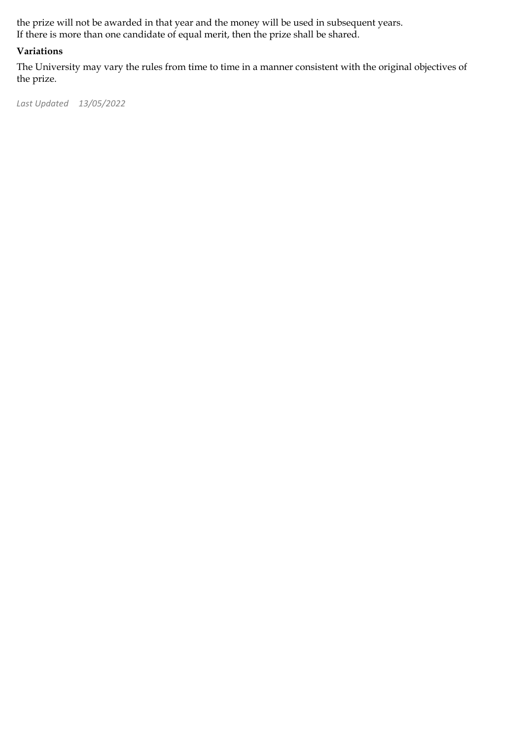the prize will not be awarded in that year and the money will be used in subsequent years.
If there is more than one candidate of equal merit, then the prize shall be shared.

**Variations**

The University may vary the rules from time to time in a manner consistent with the original objectives of the prize.

*Last Updated 13/05/2022*